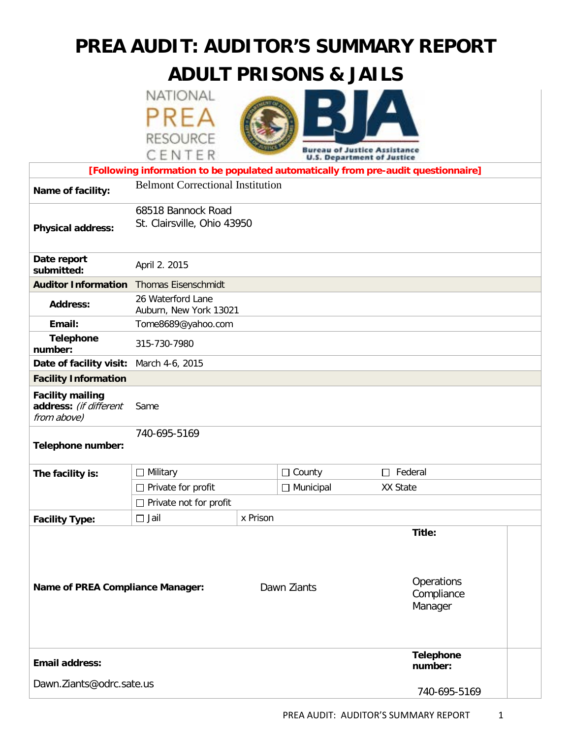# PREA AUDIT: AUDITOR'S SUMMARY REPORT

# ADULT PRISONS & JAILS

NATIONAL PREA RESOURCE CENTER

Bureau of Justice Assistance
U.S. Department of Justice

| [Following information to be populated automatically from pre-audit questionnaire] | | | |
|---|---|---|---|
| **Name of facility:** | Belmont Correctional Institution | | |
| **Physical address:** | 68518 Bannock Road<br>St. Clairsville, Ohio 43950 | | |
| **Date report submitted:** | April 2. 2015 | | |
| **Auditor Information** | Thomas Eisenschmidt | | |
| **Address:** | 26 Waterford Lane<br>Auburn, New York 13021 | | |
| **Email:** | Tome8689@yahoo.com | | |
| **Telephone number:** | 315-730-7980 | | |
| **Date of facility visit:** | March 4-6, 2015 | | |
| **Facility Information** | | | |
| **Facility mailing address:** *(if different from above)* | Same | | |
| **Telephone number:** | 740-695-5169 | | |
| **The facility is:** | ☐ Military | ☐ County | ☐ Federal |
| | ☐ Private for profit | ☐ Municipal | XX State |
| | ☐ Private not for profit | | |
| **Facility Type:** | ☐ Jail | x Prison | |
| **Name of PREA Compliance Manager:** | Dawn Ziants | **Title:** | Operations Compliance Manager |
| **Email address:** | Dawn.Ziants@odrc.sate.us | **Telephone number:** | 740-695-5169 |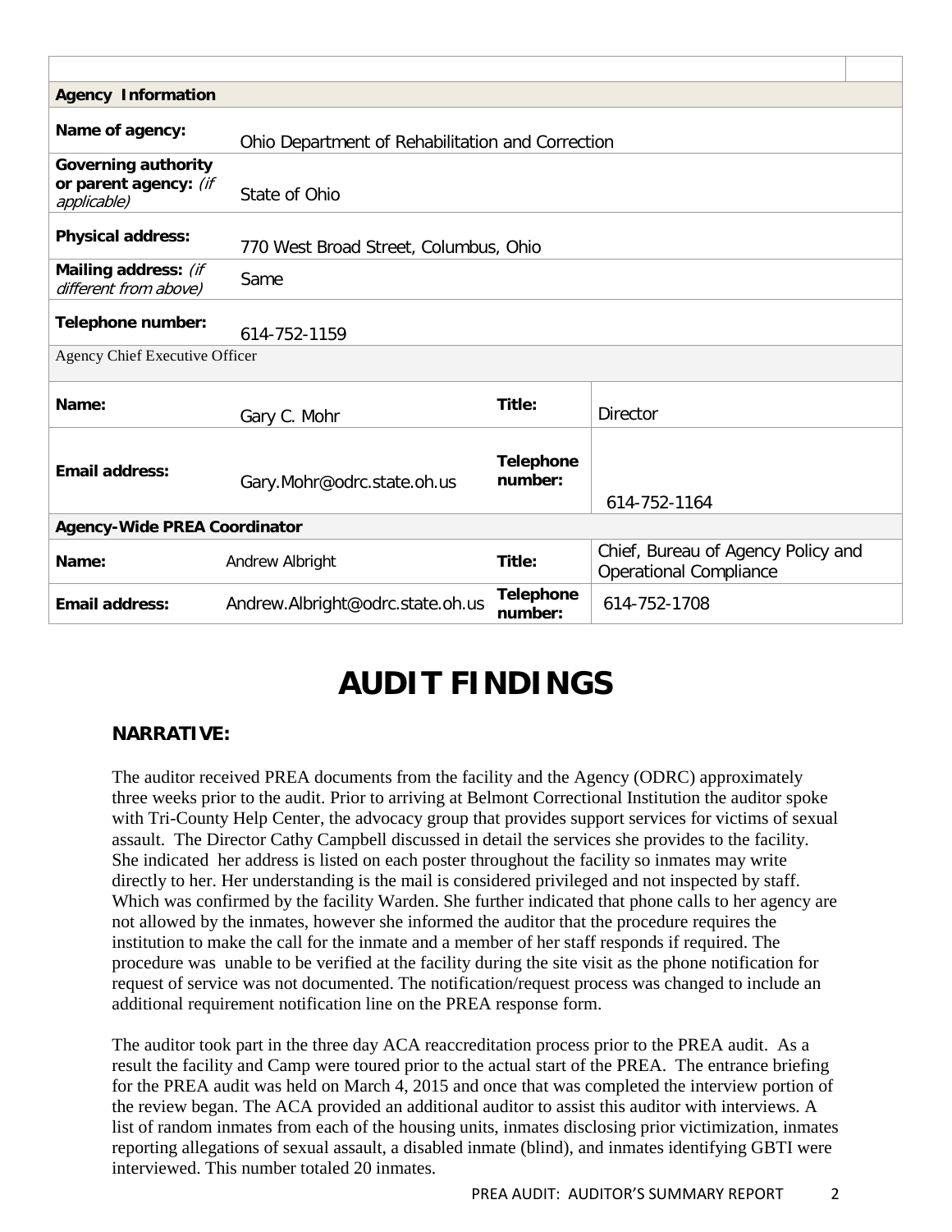| Agency Information | | | |
|---|---|---|---|
| **Name of agency:** | Ohio Department of Rehabilitation and Correction | | |
| **Governing authority or parent agency:** *(if applicable)* | State of Ohio | | |
| **Physical address:** | 770 West Broad Street, Columbus, Ohio | | |
| **Mailing address:** *(if different from above)* | Same | | |
| **Telephone number:** | 614-752-1159 | | |
| Agency Chief Executive Officer | | | |
| **Name:** | Gary C. Mohr | **Title:** | Director |
| **Email address:** | Gary.Mohr@odrc.state.oh.us | **Telephone number:** | 614-752-1164 |
| **Agency-Wide PREA Coordinator** | | | |
| **Name:** | Andrew Albright | **Title:** | Chief, Bureau of Agency Policy and Operational Compliance |
| **Email address:** | Andrew.Albright@odrc.state.oh.us | **Telephone number:** | 614-752-1708 |

# AUDIT FINDINGS

### NARRATIVE:

The auditor received PREA documents from the facility and the Agency (ODRC) approximately three weeks prior to the audit. Prior to arriving at Belmont Correctional Institution the auditor spoke with Tri-County Help Center, the advocacy group that provides support services for victims of sexual assault. The Director Cathy Campbell discussed in detail the services she provides to the facility. She indicated her address is listed on each poster throughout the facility so inmates may write directly to her. Her understanding is the mail is considered privileged and not inspected by staff. Which was confirmed by the facility Warden. She further indicated that phone calls to her agency are not allowed by the inmates, however she informed the auditor that the procedure requires the institution to make the call for the inmate and a member of her staff responds if required. The procedure was unable to be verified at the facility during the site visit as the phone notification for request of service was not documented. The notification/request process was changed to include an additional requirement notification line on the PREA response form.

The auditor took part in the three day ACA reaccreditation process prior to the PREA audit. As a result the facility and Camp were toured prior to the actual start of the PREA. The entrance briefing for the PREA audit was held on March 4, 2015 and once that was completed the interview portion of the review began. The ACA provided an additional auditor to assist this auditor with interviews. A list of random inmates from each of the housing units, inmates disclosing prior victimization, inmates reporting allegations of sexual assault, a disabled inmate (blind), and inmates identifying GBTI were interviewed. This number totaled 20 inmates.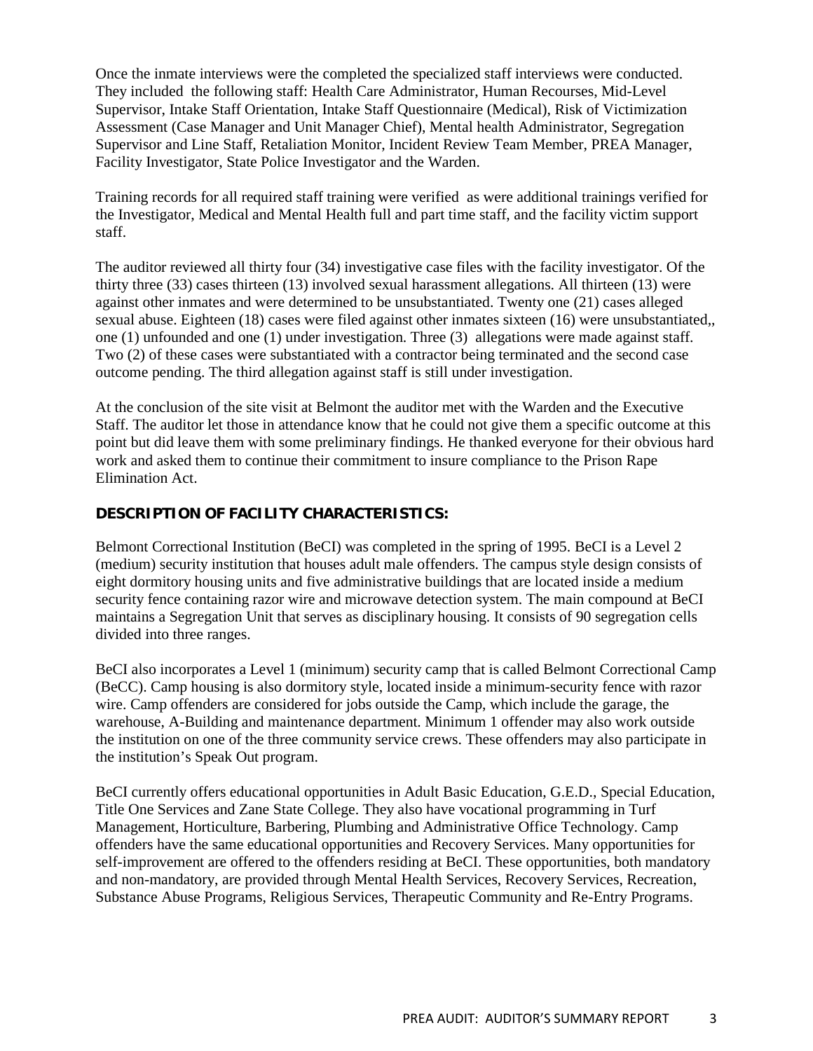Once the inmate interviews were the completed the specialized staff interviews were conducted. They included  the following staff: Health Care Administrator, Human Recourses, Mid-Level Supervisor, Intake Staff Orientation, Intake Staff Questionnaire (Medical), Risk of Victimization Assessment (Case Manager and Unit Manager Chief), Mental health Administrator, Segregation Supervisor and Line Staff, Retaliation Monitor, Incident Review Team Member, PREA Manager, Facility Investigator, State Police Investigator and the Warden.

Training records for all required staff training were verified  as were additional trainings verified for the Investigator, Medical and Mental Health full and part time staff, and the facility victim support staff.

The auditor reviewed all thirty four (34) investigative case files with the facility investigator. Of the thirty three (33) cases thirteen (13) involved sexual harassment allegations. All thirteen (13) were against other inmates and were determined to be unsubstantiated. Twenty one (21) cases alleged sexual abuse. Eighteen (18) cases were filed against other inmates sixteen (16) were unsubstantiated,, one (1) unfounded and one (1) under investigation. Three (3)  allegations were made against staff. Two (2) of these cases were substantiated with a contractor being terminated and the second case outcome pending. The third allegation against staff is still under investigation.

At the conclusion of the site visit at Belmont the auditor met with the Warden and the Executive Staff. The auditor let those in attendance know that he could not give them a specific outcome at this point but did leave them with some preliminary findings. He thanked everyone for their obvious hard work and asked them to continue their commitment to insure compliance to the Prison Rape Elimination Act.

## DESCRIPTION OF FACILITY CHARACTERISTICS:

Belmont Correctional Institution (BeCI) was completed in the spring of 1995. BeCI is a Level 2 (medium) security institution that houses adult male offenders. The campus style design consists of eight dormitory housing units and five administrative buildings that are located inside a medium security fence containing razor wire and microwave detection system. The main compound at BeCI maintains a Segregation Unit that serves as disciplinary housing. It consists of 90 segregation cells divided into three ranges.

BeCI also incorporates a Level 1 (minimum) security camp that is called Belmont Correctional Camp (BeCC). Camp housing is also dormitory style, located inside a minimum-security fence with razor wire. Camp offenders are considered for jobs outside the Camp, which include the garage, the warehouse, A-Building and maintenance department. Minimum 1 offender may also work outside the institution on one of the three community service crews. These offenders may also participate in the institution's Speak Out program.

BeCI currently offers educational opportunities in Adult Basic Education, G.E.D., Special Education, Title One Services and Zane State College. They also have vocational programming in Turf Management, Horticulture, Barbering, Plumbing and Administrative Office Technology. Camp offenders have the same educational opportunities and Recovery Services. Many opportunities for self-improvement are offered to the offenders residing at BeCI. These opportunities, both mandatory and non-mandatory, are provided through Mental Health Services, Recovery Services, Recreation, Substance Abuse Programs, Religious Services, Therapeutic Community and Re-Entry Programs.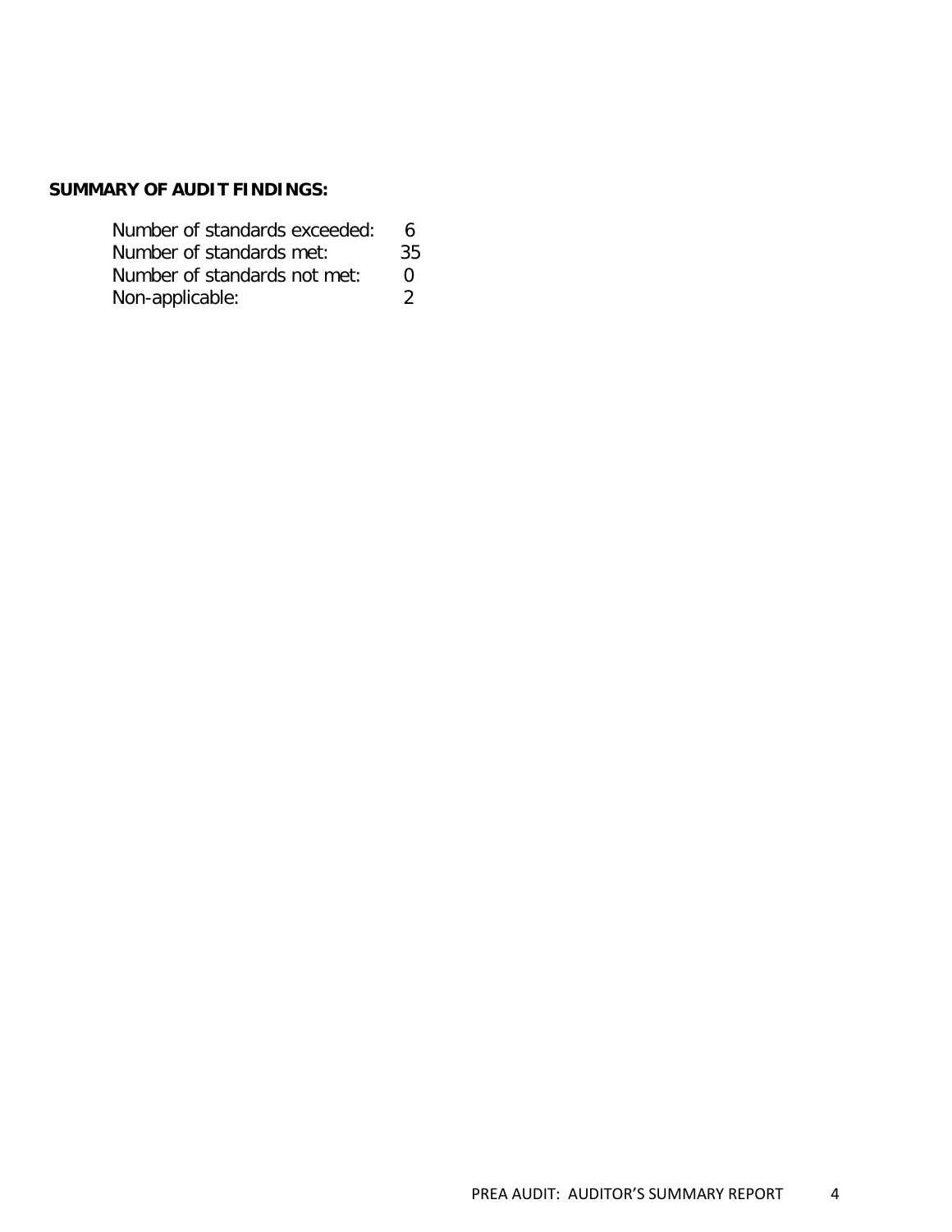**SUMMARY OF AUDIT FINDINGS:**

| | |
|---|---|
| Number of standards exceeded: | 6 |
| Number of standards met: | 35 |
| Number of standards not met: | 0 |
| Non-applicable: | 2 |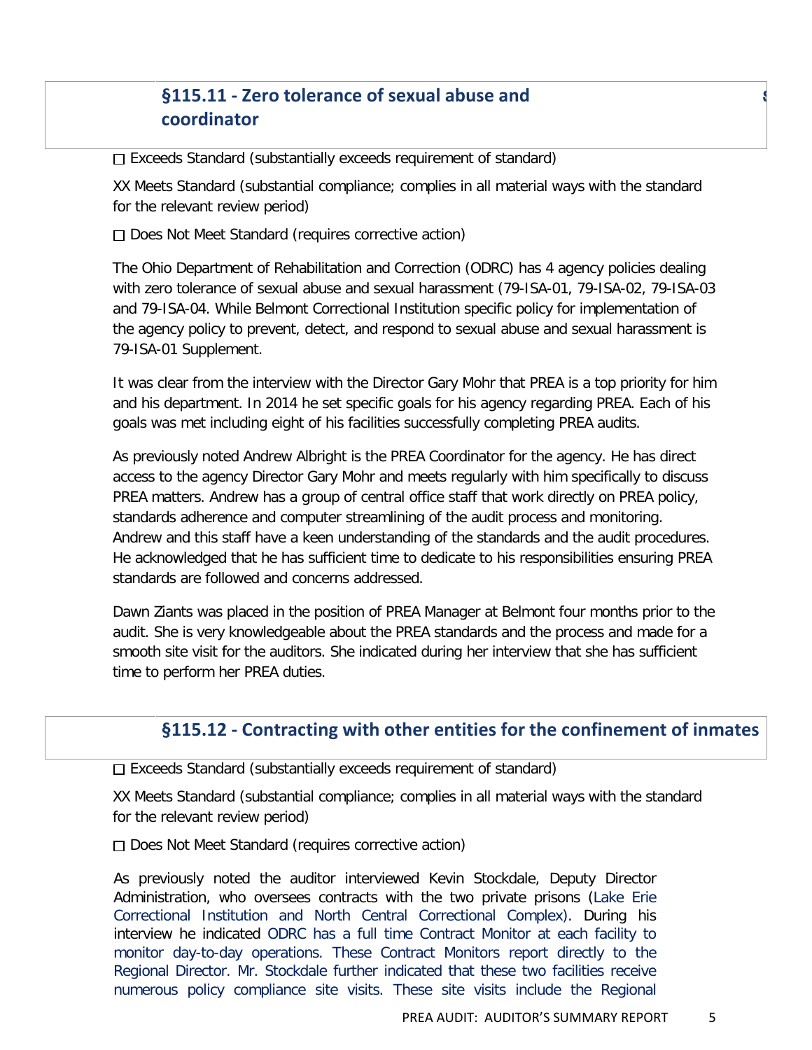## §115.11 - Zero tolerance of sexual abuse and coordinator

☐ Exceeds Standard (substantially exceeds requirement of standard)

XX Meets Standard (substantial compliance; complies in all material ways with the standard for the relevant review period)

☐ Does Not Meet Standard (requires corrective action)

The Ohio Department of Rehabilitation and Correction (ODRC) has 4 agency policies dealing with zero tolerance of sexual abuse and sexual harassment (79-ISA-01, 79-ISA-02, 79-ISA-03 and 79-ISA-04. While Belmont Correctional Institution specific policy for implementation of the agency policy to prevent, detect, and respond to sexual abuse and sexual harassment is 79-ISA-01 Supplement.

It was clear from the interview with the Director Gary Mohr that PREA is a top priority for him and his department. In 2014 he set specific goals for his agency regarding PREA. Each of his goals was met including eight of his facilities successfully completing PREA audits.

As previously noted Andrew Albright is the PREA Coordinator for the agency. He has direct access to the agency Director Gary Mohr and meets regularly with him specifically to discuss PREA matters. Andrew has a group of central office staff that work directly on PREA policy, standards adherence and computer streamlining of the audit process and monitoring. Andrew and this staff have a keen understanding of the standards and the audit procedures. He acknowledged that he has sufficient time to dedicate to his responsibilities ensuring PREA standards are followed and concerns addressed.

Dawn Ziants was placed in the position of PREA Manager at Belmont four months prior to the audit. She is very knowledgeable about the PREA standards and the process and made for a smooth site visit for the auditors. She indicated during her interview that she has sufficient time to perform her PREA duties.

## §115.12 - Contracting with other entities for the confinement of inmates

☐ Exceeds Standard (substantially exceeds requirement of standard)

XX Meets Standard (substantial compliance; complies in all material ways with the standard for the relevant review period)

☐ Does Not Meet Standard (requires corrective action)

As previously noted the auditor interviewed Kevin Stockdale, Deputy Director Administration, who oversees contracts with the two private prisons (Lake Erie Correctional Institution and North Central Correctional Complex). During his interview he indicated ODRC has a full time Contract Monitor at each facility to monitor day-to-day operations. These Contract Monitors report directly to the Regional Director. Mr. Stockdale further indicated that these two facilities receive numerous policy compliance site visits. These site visits include the Regional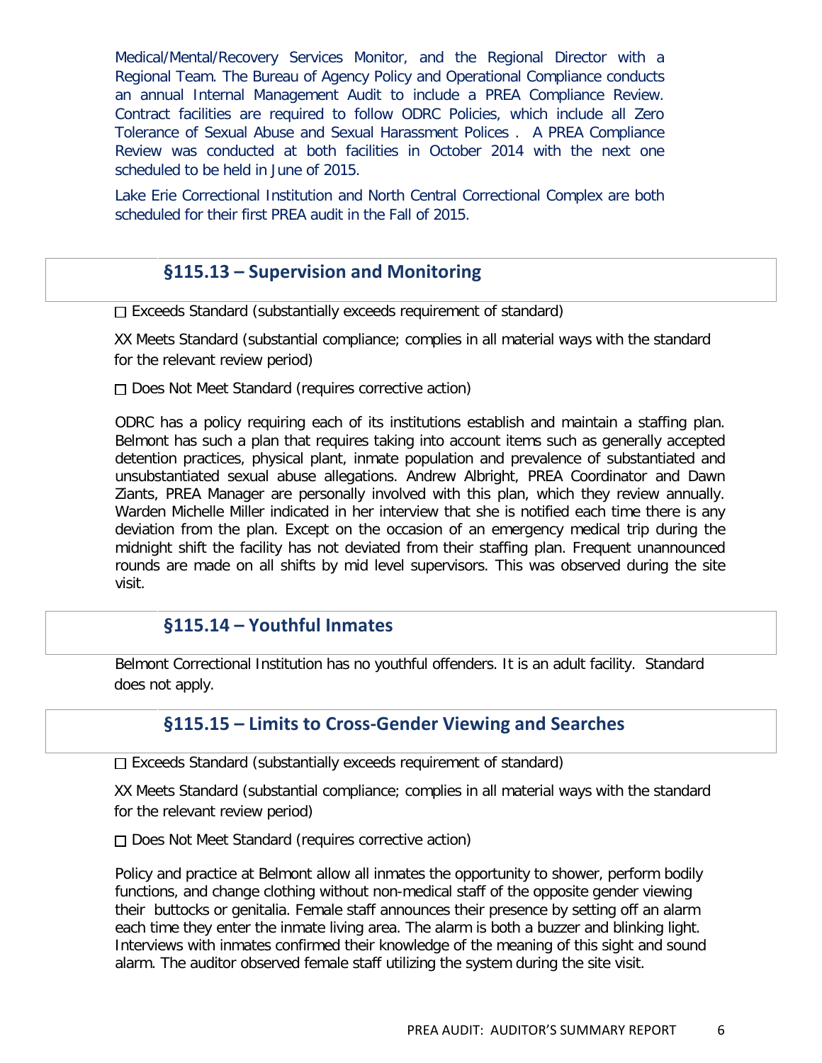Medical/Mental/Recovery Services Monitor, and the Regional Director with a Regional Team. The Bureau of Agency Policy and Operational Compliance conducts an annual Internal Management Audit to include a PREA Compliance Review. Contract facilities are required to follow ODRC Policies, which include all Zero Tolerance of Sexual Abuse and Sexual Harassment Polices . A PREA Compliance Review was conducted at both facilities in October 2014 with the next one scheduled to be held in June of 2015.

Lake Erie Correctional Institution and North Central Correctional Complex are both scheduled for their first PREA audit in the Fall of 2015.

## §115.13 – Supervision and Monitoring

☐ Exceeds Standard (substantially exceeds requirement of standard)

XX Meets Standard (substantial compliance; complies in all material ways with the standard for the relevant review period)

☐ Does Not Meet Standard (requires corrective action)

ODRC has a policy requiring each of its institutions establish and maintain a staffing plan. Belmont has such a plan that requires taking into account items such as generally accepted detention practices, physical plant, inmate population and prevalence of substantiated and unsubstantiated sexual abuse allegations. Andrew Albright, PREA Coordinator and Dawn Ziants, PREA Manager are personally involved with this plan, which they review annually. Warden Michelle Miller indicated in her interview that she is notified each time there is any deviation from the plan. Except on the occasion of an emergency medical trip during the midnight shift the facility has not deviated from their staffing plan. Frequent unannounced rounds are made on all shifts by mid level supervisors. This was observed during the site visit.

## §115.14 – Youthful Inmates

Belmont Correctional Institution has no youthful offenders. It is an adult facility. Standard does not apply.

## §115.15 – Limits to Cross-Gender Viewing and Searches

☐ Exceeds Standard (substantially exceeds requirement of standard)

XX Meets Standard (substantial compliance; complies in all material ways with the standard for the relevant review period)

☐ Does Not Meet Standard (requires corrective action)

Policy and practice at Belmont allow all inmates the opportunity to shower, perform bodily functions, and change clothing without non-medical staff of the opposite gender viewing their buttocks or genitalia. Female staff announces their presence by setting off an alarm each time they enter the inmate living area. The alarm is both a buzzer and blinking light. Interviews with inmates confirmed their knowledge of the meaning of this sight and sound alarm. The auditor observed female staff utilizing the system during the site visit.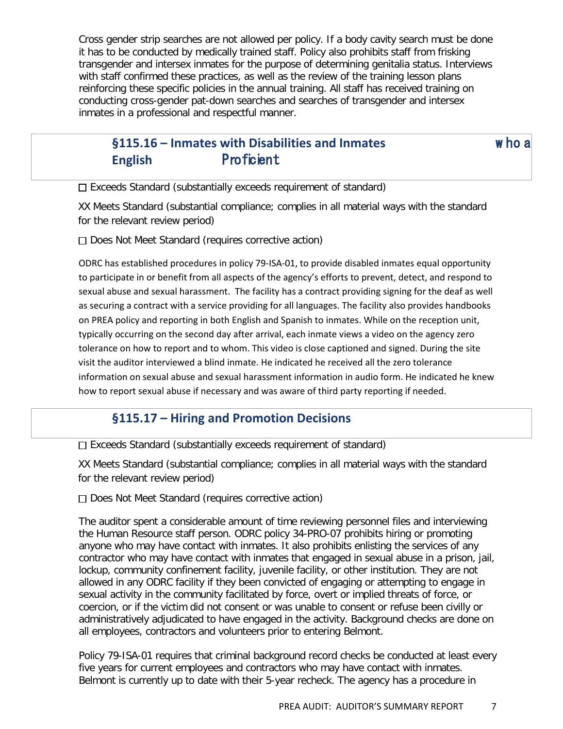Cross gender strip searches are not allowed per policy. If a body cavity search must be done it has to be conducted by medically trained staff. Policy also prohibits staff from frisking transgender and intersex inmates for the purpose of determining genitalia status. Interviews with staff confirmed these practices, as well as the review of the training lesson plans reinforcing these specific policies in the annual training. All staff has received training on conducting cross-gender pat-down searches and searches of transgender and intersex inmates in a professional and respectful manner.

## §115.16 – Inmates with Disabilities and Inmates who are Limited English Proficient

☐ Exceeds Standard (substantially exceeds requirement of standard)

XX Meets Standard (substantial compliance; complies in all material ways with the standard for the relevant review period)

☐ Does Not Meet Standard (requires corrective action)

ODRC has established procedures in policy 79-ISA-01, to provide disabled inmates equal opportunity to participate in or benefit from all aspects of the agency's efforts to prevent, detect, and respond to sexual abuse and sexual harassment. The facility has a contract providing signing for the deaf as well as securing a contract with a service providing for all languages. The facility also provides handbooks on PREA policy and reporting in both English and Spanish to inmates. While on the reception unit, typically occurring on the second day after arrival, each inmate views a video on the agency zero tolerance on how to report and to whom. This video is close captioned and signed. During the site visit the auditor interviewed a blind inmate. He indicated he received all the zero tolerance information on sexual abuse and sexual harassment information in audio form. He indicated he knew how to report sexual abuse if necessary and was aware of third party reporting if needed.

## §115.17 – Hiring and Promotion Decisions

☐ Exceeds Standard (substantially exceeds requirement of standard)

XX Meets Standard (substantial compliance; complies in all material ways with the standard for the relevant review period)

☐ Does Not Meet Standard (requires corrective action)

The auditor spent a considerable amount of time reviewing personnel files and interviewing the Human Resource staff person. ODRC policy 34-PRO-07 prohibits hiring or promoting anyone who may have contact with inmates. It also prohibits enlisting the services of any contractor who may have contact with inmates that engaged in sexual abuse in a prison, jail, lockup, community confinement facility, juvenile facility, or other institution. They are not allowed in any ODRC facility if they been convicted of engaging or attempting to engage in sexual activity in the community facilitated by force, overt or implied threats of force, or coercion, or if the victim did not consent or was unable to consent or refuse been civilly or administratively adjudicated to have engaged in the activity. Background checks are done on all employees, contractors and volunteers prior to entering Belmont.

Policy 79-ISA-01 requires that criminal background record checks be conducted at least every five years for current employees and contractors who may have contact with inmates. Belmont is currently up to date with their 5-year recheck. The agency has a procedure in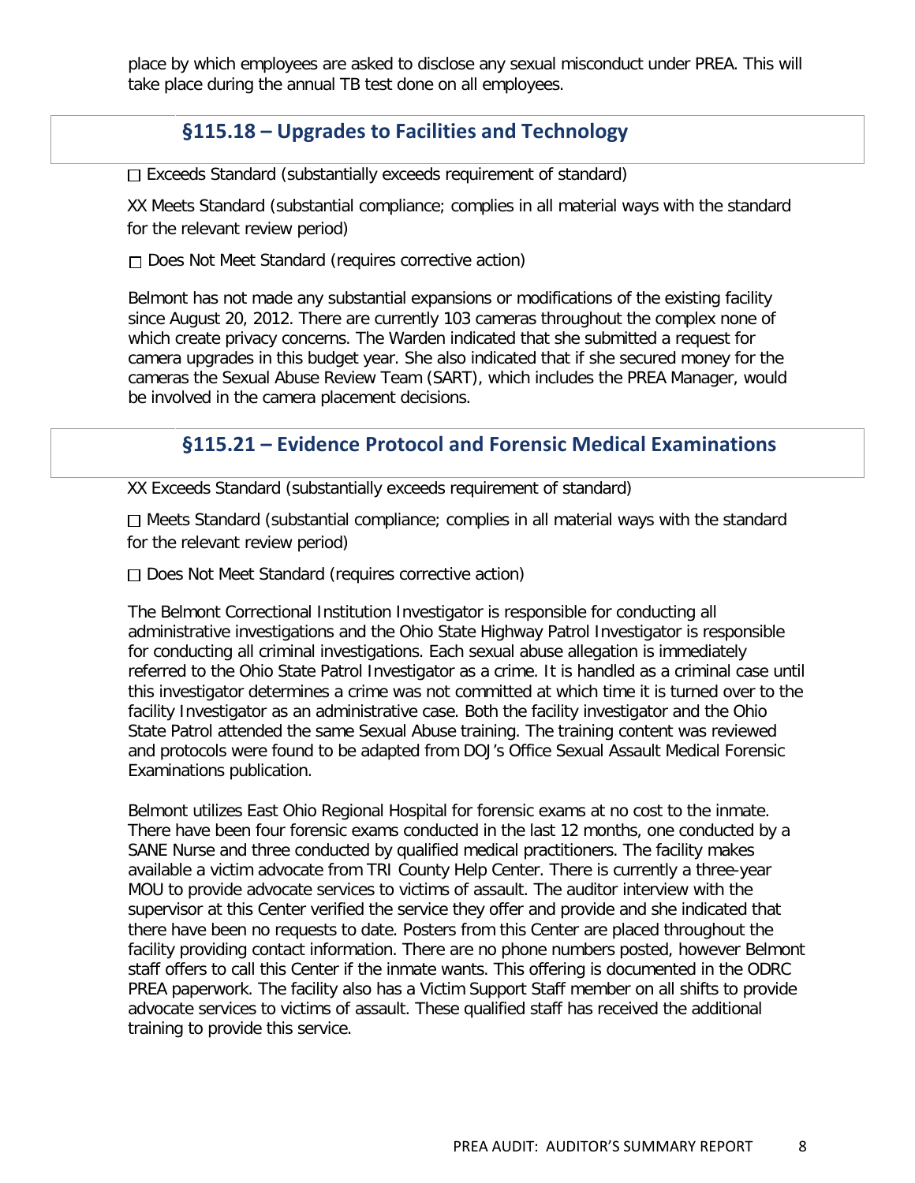place by which employees are asked to disclose any sexual misconduct under PREA. This will take place during the annual TB test done on all employees.

## §115.18 – Upgrades to Facilities and Technology

☐ Exceeds Standard (substantially exceeds requirement of standard)

XX Meets Standard (substantial compliance; complies in all material ways with the standard for the relevant review period)

☐ Does Not Meet Standard (requires corrective action)

Belmont has not made any substantial expansions or modifications of the existing facility since August 20, 2012. There are currently 103 cameras throughout the complex none of which create privacy concerns. The Warden indicated that she submitted a request for camera upgrades in this budget year. She also indicated that if she secured money for the cameras the Sexual Abuse Review Team (SART), which includes the PREA Manager, would be involved in the camera placement decisions.

## §115.21 – Evidence Protocol and Forensic Medical Examinations

XX Exceeds Standard (substantially exceeds requirement of standard)

☐ Meets Standard (substantial compliance; complies in all material ways with the standard for the relevant review period)

☐ Does Not Meet Standard (requires corrective action)

The Belmont Correctional Institution Investigator is responsible for conducting all administrative investigations and the Ohio State Highway Patrol Investigator is responsible for conducting all criminal investigations. Each sexual abuse allegation is immediately referred to the Ohio State Patrol Investigator as a crime. It is handled as a criminal case until this investigator determines a crime was not committed at which time it is turned over to the facility Investigator as an administrative case. Both the facility investigator and the Ohio State Patrol attended the same Sexual Abuse training. The training content was reviewed and protocols were found to be adapted from DOJ's Office Sexual Assault Medical Forensic Examinations publication.

Belmont utilizes East Ohio Regional Hospital for forensic exams at no cost to the inmate. There have been four forensic exams conducted in the last 12 months, one conducted by a SANE Nurse and three conducted by qualified medical practitioners. The facility makes available a victim advocate from TRI County Help Center. There is currently a three-year MOU to provide advocate services to victims of assault. The auditor interview with the supervisor at this Center verified the service they offer and provide and she indicated that there have been no requests to date. Posters from this Center are placed throughout the facility providing contact information. There are no phone numbers posted, however Belmont staff offers to call this Center if the inmate wants. This offering is documented in the ODRC PREA paperwork. The facility also has a Victim Support Staff member on all shifts to provide advocate services to victims of assault. These qualified staff has received the additional training to provide this service.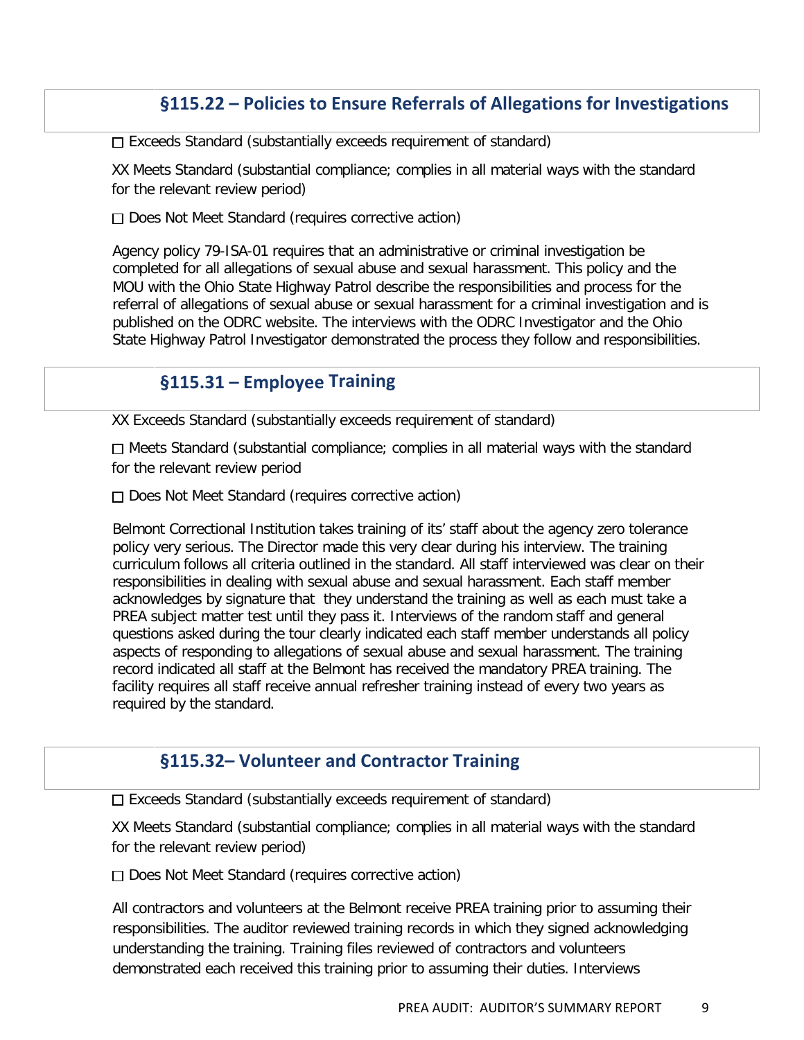## §115.22 – Policies to Ensure Referrals of Allegations for Investigations

☐ Exceeds Standard (substantially exceeds requirement of standard)

XX Meets Standard (substantial compliance; complies in all material ways with the standard for the relevant review period)

☐ Does Not Meet Standard (requires corrective action)

Agency policy 79-ISA-01 requires that an administrative or criminal investigation be completed for all allegations of sexual abuse and sexual harassment. This policy and the MOU with the Ohio State Highway Patrol describe the responsibilities and process for the referral of allegations of sexual abuse or sexual harassment for a criminal investigation and is published on the ODRC website. The interviews with the ODRC Investigator and the Ohio State Highway Patrol Investigator demonstrated the process they follow and responsibilities.

## §115.31 – Employee Training

XX Exceeds Standard (substantially exceeds requirement of standard)

☐ Meets Standard (substantial compliance; complies in all material ways with the standard for the relevant review period

☐ Does Not Meet Standard (requires corrective action)

Belmont Correctional Institution takes training of its' staff about the agency zero tolerance policy very serious. The Director made this very clear during his interview. The training curriculum follows all criteria outlined in the standard. All staff interviewed was clear on their responsibilities in dealing with sexual abuse and sexual harassment. Each staff member acknowledges by signature that they understand the training as well as each must take a PREA subject matter test until they pass it. Interviews of the random staff and general questions asked during the tour clearly indicated each staff member understands all policy aspects of responding to allegations of sexual abuse and sexual harassment. The training record indicated all staff at the Belmont has received the mandatory PREA training. The facility requires all staff receive annual refresher training instead of every two years as required by the standard.

## §115.32– Volunteer and Contractor Training

☐ Exceeds Standard (substantially exceeds requirement of standard)

XX Meets Standard (substantial compliance; complies in all material ways with the standard for the relevant review period)

☐ Does Not Meet Standard (requires corrective action)

All contractors and volunteers at the Belmont receive PREA training prior to assuming their responsibilities. The auditor reviewed training records in which they signed acknowledging understanding the training. Training files reviewed of contractors and volunteers demonstrated each received this training prior to assuming their duties. Interviews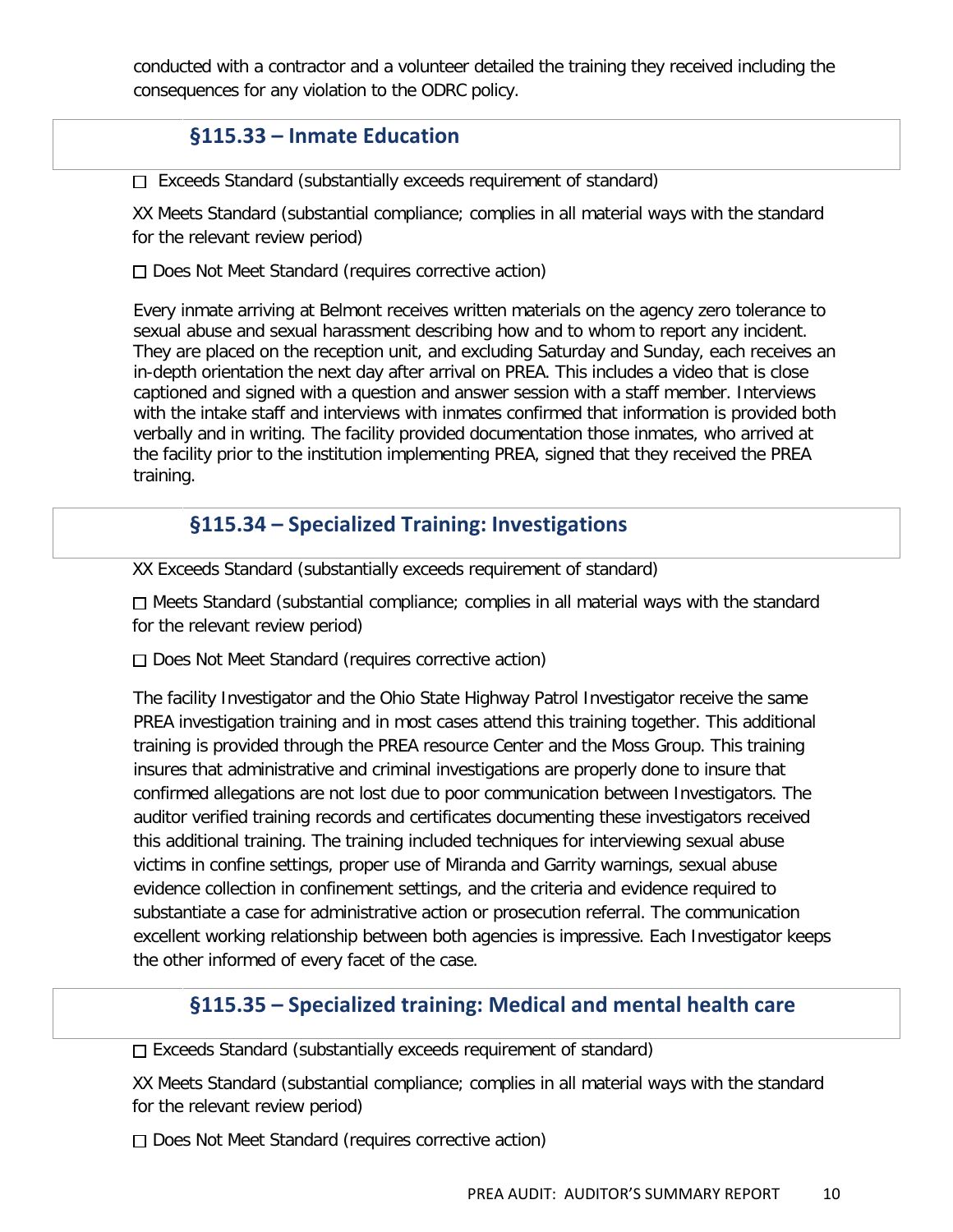conducted with a contractor and a volunteer detailed the training they received including the consequences for any violation to the ODRC policy.

## §115.33 – Inmate Education

☐ Exceeds Standard (substantially exceeds requirement of standard)

XX Meets Standard (substantial compliance; complies in all material ways with the standard for the relevant review period)

☐ Does Not Meet Standard (requires corrective action)

Every inmate arriving at Belmont receives written materials on the agency zero tolerance to sexual abuse and sexual harassment describing how and to whom to report any incident. They are placed on the reception unit, and excluding Saturday and Sunday, each receives an in-depth orientation the next day after arrival on PREA. This includes a video that is close captioned and signed with a question and answer session with a staff member. Interviews with the intake staff and interviews with inmates confirmed that information is provided both verbally and in writing. The facility provided documentation those inmates, who arrived at the facility prior to the institution implementing PREA, signed that they received the PREA training.

## §115.34 – Specialized Training: Investigations

XX Exceeds Standard (substantially exceeds requirement of standard)

☐ Meets Standard (substantial compliance; complies in all material ways with the standard for the relevant review period)

☐ Does Not Meet Standard (requires corrective action)

The facility Investigator and the Ohio State Highway Patrol Investigator receive the same PREA investigation training and in most cases attend this training together. This additional training is provided through the PREA resource Center and the Moss Group. This training insures that administrative and criminal investigations are properly done to insure that confirmed allegations are not lost due to poor communication between Investigators. The auditor verified training records and certificates documenting these investigators received this additional training. The training included techniques for interviewing sexual abuse victims in confine settings, proper use of Miranda and Garrity warnings, sexual abuse evidence collection in confinement settings, and the criteria and evidence required to substantiate a case for administrative action or prosecution referral. The communication excellent working relationship between both agencies is impressive. Each Investigator keeps the other informed of every facet of the case.

## §115.35 – Specialized training: Medical and mental health care

☐ Exceeds Standard (substantially exceeds requirement of standard)

XX Meets Standard (substantial compliance; complies in all material ways with the standard for the relevant review period)

☐ Does Not Meet Standard (requires corrective action)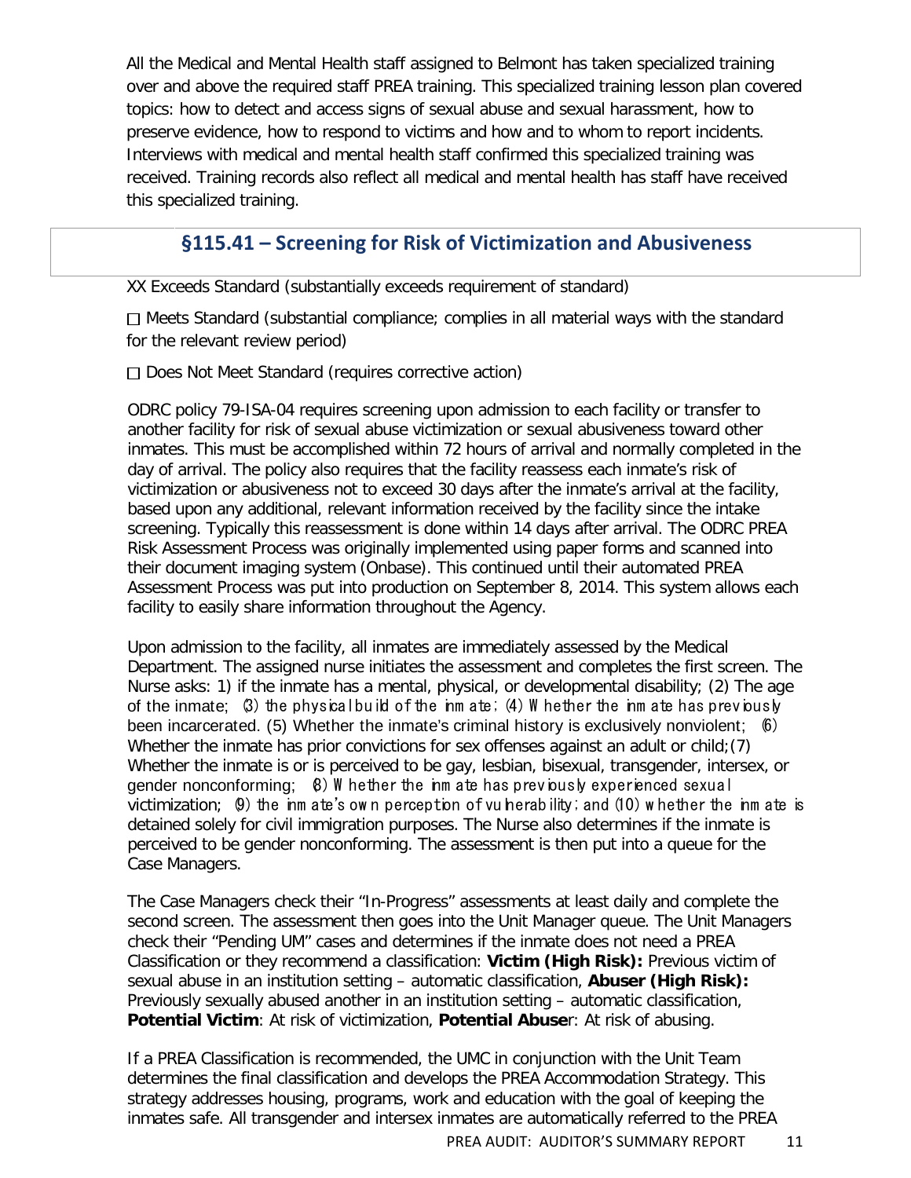All the Medical and Mental Health staff assigned to Belmont has taken specialized training over and above the required staff PREA training. This specialized training lesson plan covered topics: how to detect and access signs of sexual abuse and sexual harassment, how to preserve evidence, how to respond to victims and how and to whom to report incidents. Interviews with medical and mental health staff confirmed this specialized training was received. Training records also reflect all medical and mental health has staff have received this specialized training.

## §115.41 – Screening for Risk of Victimization and Abusiveness

XX Exceeds Standard (substantially exceeds requirement of standard)

☐ Meets Standard (substantial compliance; complies in all material ways with the standard for the relevant review period)

☐ Does Not Meet Standard (requires corrective action)

ODRC policy 79-ISA-04 requires screening upon admission to each facility or transfer to another facility for risk of sexual abuse victimization or sexual abusiveness toward other inmates. This must be accomplished within 72 hours of arrival and normally completed in the day of arrival. The policy also requires that the facility reassess each inmate's risk of victimization or abusiveness not to exceed 30 days after the inmate's arrival at the facility, based upon any additional, relevant information received by the facility since the intake screening. Typically this reassessment is done within 14 days after arrival. The ODRC PREA Risk Assessment Process was originally implemented using paper forms and scanned into their document imaging system (Onbase). This continued until their automated PREA Assessment Process was put into production on September 8, 2014. This system allows each facility to easily share information throughout the Agency.

Upon admission to the facility, all inmates are immediately assessed by the Medical Department. The assigned nurse initiates the assessment and completes the first screen. The Nurse asks: 1) if the inmate has a mental, physical, or developmental disability; (2) The age of the inmate; (3) the physical build of the inmate; (4) Whether the inmate has previously been incarcerated. (5) Whether the inmate's criminal history is exclusively nonviolent; (6) Whether the inmate has prior convictions for sex offenses against an adult or child;(7) Whether the inmate is or is perceived to be gay, lesbian, bisexual, transgender, intersex, or gender nonconforming; (8) Whether the inmate has previously experienced sexual victimization; (9) the inmate's own perception of vulnerability; and (10) whether the inmate is detained solely for civil immigration purposes. The Nurse also determines if the inmate is perceived to be gender nonconforming. The assessment is then put into a queue for the Case Managers.

The Case Managers check their "In-Progress" assessments at least daily and complete the second screen. The assessment then goes into the Unit Manager queue. The Unit Managers check their "Pending UM" cases and determines if the inmate does not need a PREA Classification or they recommend a classification: **Victim (High Risk):** Previous victim of sexual abuse in an institution setting – automatic classification, **Abuser (High Risk):** Previously sexually abused another in an institution setting – automatic classification, **Potential Victim**: At risk of victimization, **Potential Abuse**r: At risk of abusing.

If a PREA Classification is recommended, the UMC in conjunction with the Unit Team determines the final classification and develops the PREA Accommodation Strategy. This strategy addresses housing, programs, work and education with the goal of keeping the inmates safe. All transgender and intersex inmates are automatically referred to the PREA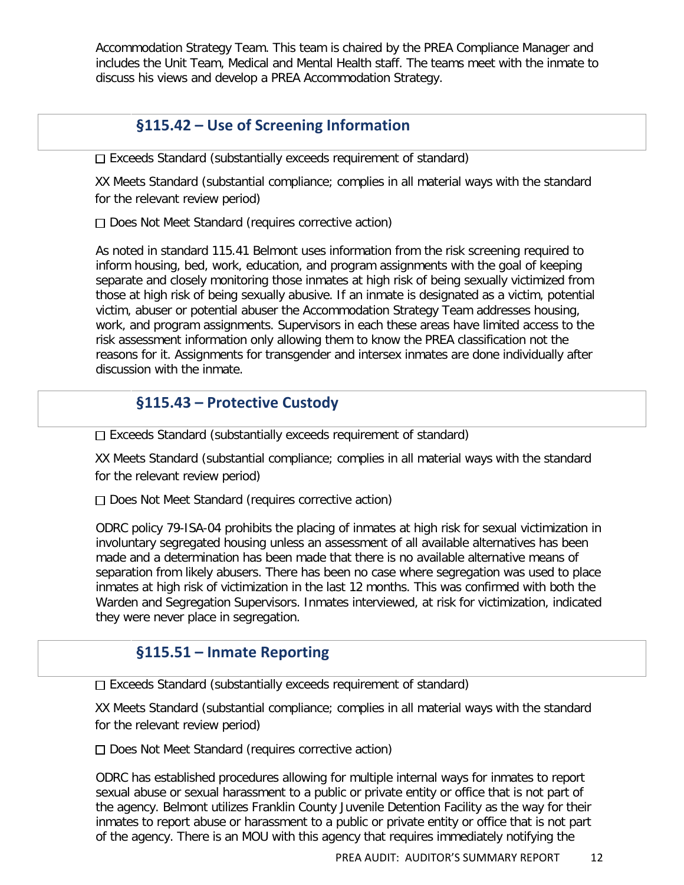Accommodation Strategy Team. This team is chaired by the PREA Compliance Manager and includes the Unit Team, Medical and Mental Health staff. The teams meet with the inmate to discuss his views and develop a PREA Accommodation Strategy.

## §115.42 – Use of Screening Information

☐ Exceeds Standard (substantially exceeds requirement of standard)

XX Meets Standard (substantial compliance; complies in all material ways with the standard for the relevant review period)

☐ Does Not Meet Standard (requires corrective action)

As noted in standard 115.41 Belmont uses information from the risk screening required to inform housing, bed, work, education, and program assignments with the goal of keeping separate and closely monitoring those inmates at high risk of being sexually victimized from those at high risk of being sexually abusive. If an inmate is designated as a victim, potential victim, abuser or potential abuser the Accommodation Strategy Team addresses housing, work, and program assignments. Supervisors in each these areas have limited access to the risk assessment information only allowing them to know the PREA classification not the reasons for it. Assignments for transgender and intersex inmates are done individually after discussion with the inmate.

## §115.43 – Protective Custody

☐ Exceeds Standard (substantially exceeds requirement of standard)

XX Meets Standard (substantial compliance; complies in all material ways with the standard for the relevant review period)

☐ Does Not Meet Standard (requires corrective action)

ODRC policy 79-ISA-04 prohibits the placing of inmates at high risk for sexual victimization in involuntary segregated housing unless an assessment of all available alternatives has been made and a determination has been made that there is no available alternative means of separation from likely abusers. There has been no case where segregation was used to place inmates at high risk of victimization in the last 12 months. This was confirmed with both the Warden and Segregation Supervisors. Inmates interviewed, at risk for victimization, indicated they were never place in segregation.

## §115.51 – Inmate Reporting

☐ Exceeds Standard (substantially exceeds requirement of standard)

XX Meets Standard (substantial compliance; complies in all material ways with the standard for the relevant review period)

☐ Does Not Meet Standard (requires corrective action)

ODRC has established procedures allowing for multiple internal ways for inmates to report sexual abuse or sexual harassment to a public or private entity or office that is not part of the agency. Belmont utilizes Franklin County Juvenile Detention Facility as the way for their inmates to report abuse or harassment to a public or private entity or office that is not part of the agency. There is an MOU with this agency that requires immediately notifying the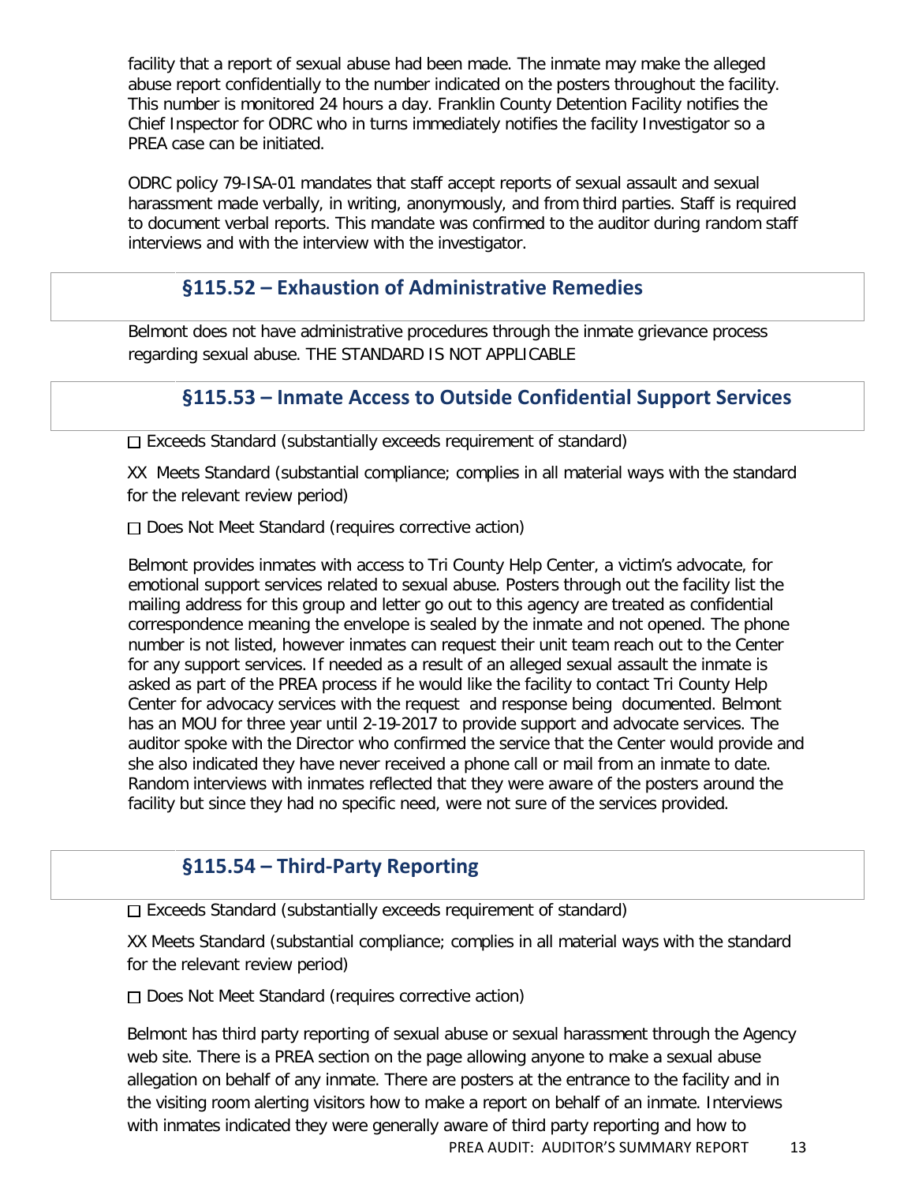facility that a report of sexual abuse had been made. The inmate may make the alleged abuse report confidentially to the number indicated on the posters throughout the facility. This number is monitored 24 hours a day. Franklin County Detention Facility notifies the Chief Inspector for ODRC who in turns immediately notifies the facility Investigator so a PREA case can be initiated.

ODRC policy 79-ISA-01 mandates that staff accept reports of sexual assault and sexual harassment made verbally, in writing, anonymously, and from third parties. Staff is required to document verbal reports. This mandate was confirmed to the auditor during random staff interviews and with the interview with the investigator.

## §115.52 – Exhaustion of Administrative Remedies

Belmont does not have administrative procedures through the inmate grievance process regarding sexual abuse. THE STANDARD IS NOT APPLICABLE

## §115.53 – Inmate Access to Outside Confidential Support Services

☐ Exceeds Standard (substantially exceeds requirement of standard)

XX Meets Standard (substantial compliance; complies in all material ways with the standard for the relevant review period)

☐ Does Not Meet Standard (requires corrective action)

Belmont provides inmates with access to Tri County Help Center, a victim's advocate, for emotional support services related to sexual abuse. Posters through out the facility list the mailing address for this group and letter go out to this agency are treated as confidential correspondence meaning the envelope is sealed by the inmate and not opened. The phone number is not listed, however inmates can request their unit team reach out to the Center for any support services. If needed as a result of an alleged sexual assault the inmate is asked as part of the PREA process if he would like the facility to contact Tri County Help Center for advocacy services with the request and response being documented. Belmont has an MOU for three year until 2-19-2017 to provide support and advocate services. The auditor spoke with the Director who confirmed the service that the Center would provide and she also indicated they have never received a phone call or mail from an inmate to date. Random interviews with inmates reflected that they were aware of the posters around the facility but since they had no specific need, were not sure of the services provided.

## §115.54 – Third-Party Reporting

☐ Exceeds Standard (substantially exceeds requirement of standard)

XX Meets Standard (substantial compliance; complies in all material ways with the standard for the relevant review period)

☐ Does Not Meet Standard (requires corrective action)

Belmont has third party reporting of sexual abuse or sexual harassment through the Agency web site. There is a PREA section on the page allowing anyone to make a sexual abuse allegation on behalf of any inmate. There are posters at the entrance to the facility and in the visiting room alerting visitors how to make a report on behalf of an inmate. Interviews with inmates indicated they were generally aware of third party reporting and how to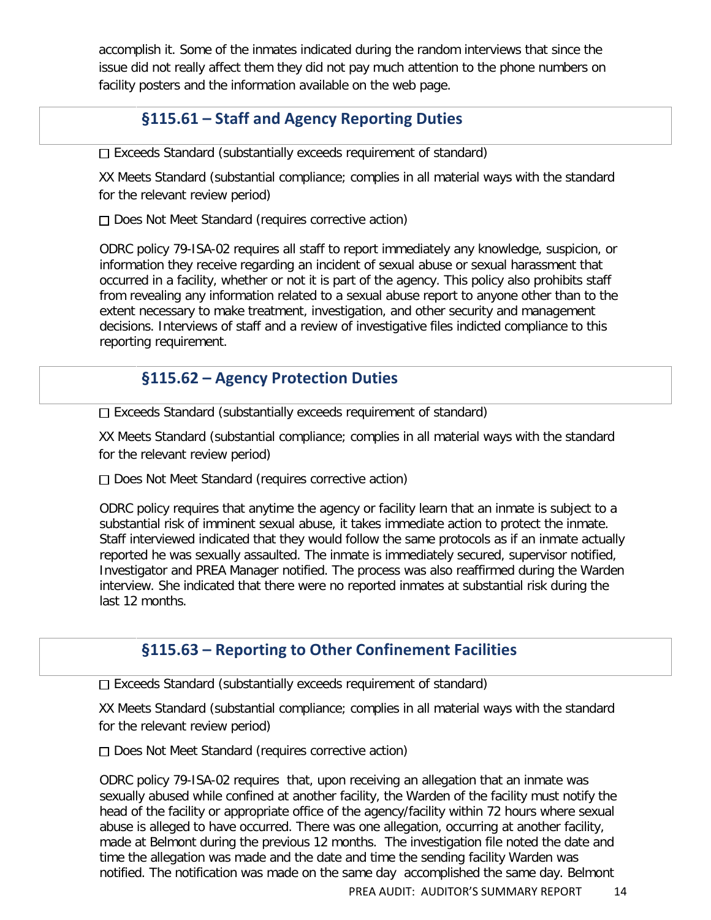accomplish it. Some of the inmates indicated during the random interviews that since the issue did not really affect them they did not pay much attention to the phone numbers on facility posters and the information available on the web page.

## §115.61 – Staff and Agency Reporting Duties

☐ Exceeds Standard (substantially exceeds requirement of standard)

XX Meets Standard (substantial compliance; complies in all material ways with the standard for the relevant review period)

☐ Does Not Meet Standard (requires corrective action)

ODRC policy 79-ISA-02 requires all staff to report immediately any knowledge, suspicion, or information they receive regarding an incident of sexual abuse or sexual harassment that occurred in a facility, whether or not it is part of the agency. This policy also prohibits staff from revealing any information related to a sexual abuse report to anyone other than to the extent necessary to make treatment, investigation, and other security and management decisions. Interviews of staff and a review of investigative files indicted compliance to this reporting requirement.

## §115.62 – Agency Protection Duties

☐ Exceeds Standard (substantially exceeds requirement of standard)

XX Meets Standard (substantial compliance; complies in all material ways with the standard for the relevant review period)

☐ Does Not Meet Standard (requires corrective action)

ODRC policy requires that anytime the agency or facility learn that an inmate is subject to a substantial risk of imminent sexual abuse, it takes immediate action to protect the inmate. Staff interviewed indicated that they would follow the same protocols as if an inmate actually reported he was sexually assaulted. The inmate is immediately secured, supervisor notified, Investigator and PREA Manager notified. The process was also reaffirmed during the Warden interview. She indicated that there were no reported inmates at substantial risk during the last 12 months.

## §115.63 – Reporting to Other Confinement Facilities

☐ Exceeds Standard (substantially exceeds requirement of standard)

XX Meets Standard (substantial compliance; complies in all material ways with the standard for the relevant review period)

☐ Does Not Meet Standard (requires corrective action)

ODRC policy 79-ISA-02 requires that, upon receiving an allegation that an inmate was sexually abused while confined at another facility, the Warden of the facility must notify the head of the facility or appropriate office of the agency/facility within 72 hours where sexual abuse is alleged to have occurred. There was one allegation, occurring at another facility, made at Belmont during the previous 12 months. The investigation file noted the date and time the allegation was made and the date and time the sending facility Warden was notified. The notification was made on the same day accomplished the same day. Belmont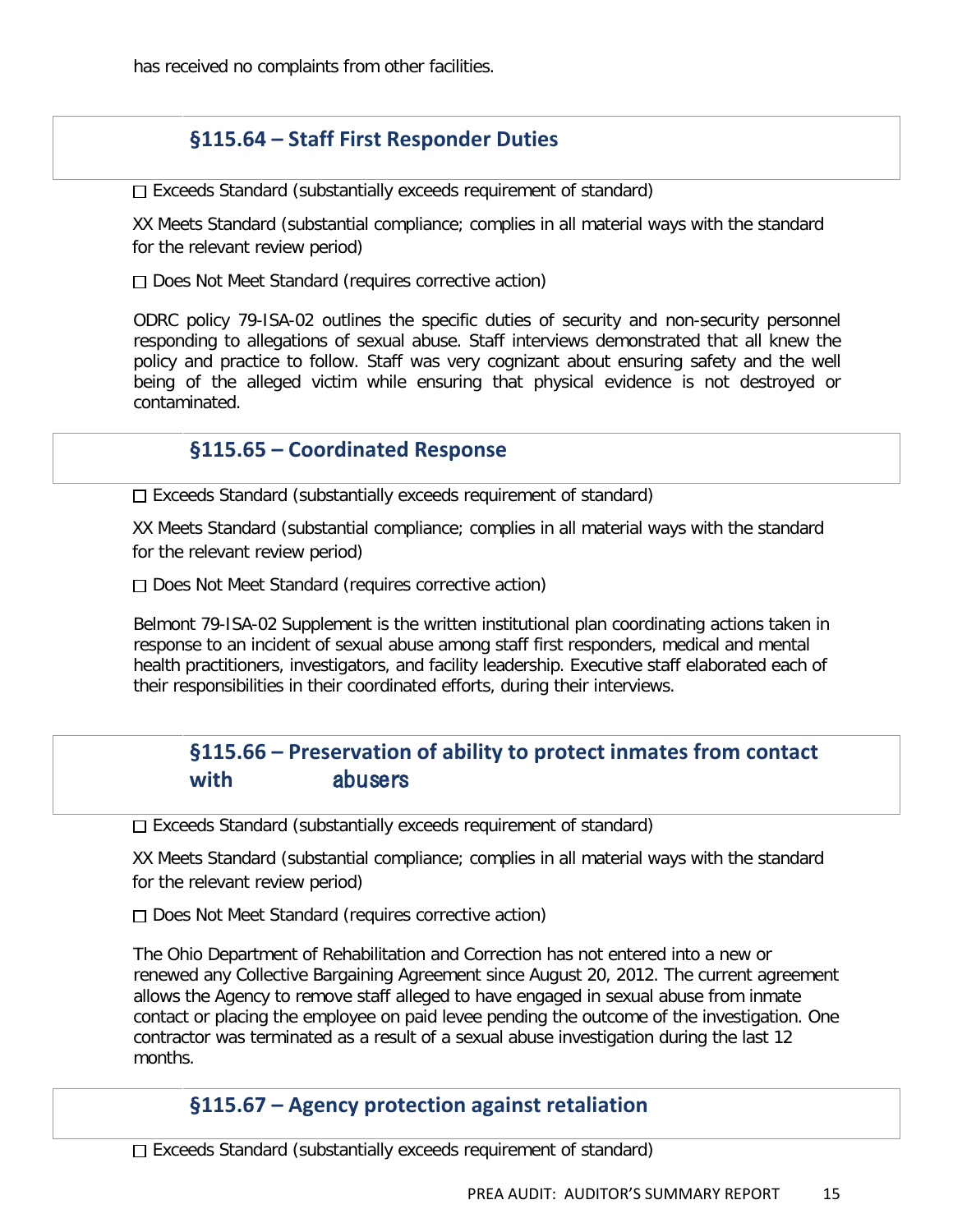has received no complaints from other facilities.

### §115.64 – Staff First Responder Duties

☐ Exceeds Standard (substantially exceeds requirement of standard)

XX Meets Standard (substantial compliance; complies in all material ways with the standard for the relevant review period)

☐ Does Not Meet Standard (requires corrective action)

ODRC policy 79-ISA-02 outlines the specific duties of security and non-security personnel responding to allegations of sexual abuse. Staff interviews demonstrated that all knew the policy and practice to follow. Staff was very cognizant about ensuring safety and the well being of the alleged victim while ensuring that physical evidence is not destroyed or contaminated.

### §115.65 – Coordinated Response

☐ Exceeds Standard (substantially exceeds requirement of standard)

XX Meets Standard (substantial compliance; complies in all material ways with the standard for the relevant review period)

☐ Does Not Meet Standard (requires corrective action)

Belmont 79-ISA-02 Supplement is the written institutional plan coordinating actions taken in response to an incident of sexual abuse among staff first responders, medical and mental health practitioners, investigators, and facility leadership. Executive staff elaborated each of their responsibilities in their coordinated efforts, during their interviews.

### §115.66 – Preservation of ability to protect inmates from contact with abusers

☐ Exceeds Standard (substantially exceeds requirement of standard)

XX Meets Standard (substantial compliance; complies in all material ways with the standard for the relevant review period)

☐ Does Not Meet Standard (requires corrective action)

The Ohio Department of Rehabilitation and Correction has not entered into a new or renewed any Collective Bargaining Agreement since August 20, 2012. The current agreement allows the Agency to remove staff alleged to have engaged in sexual abuse from inmate contact or placing the employee on paid levee pending the outcome of the investigation. One contractor was terminated as a result of a sexual abuse investigation during the last 12 months.

### §115.67 – Agency protection against retaliation

☐ Exceeds Standard (substantially exceeds requirement of standard)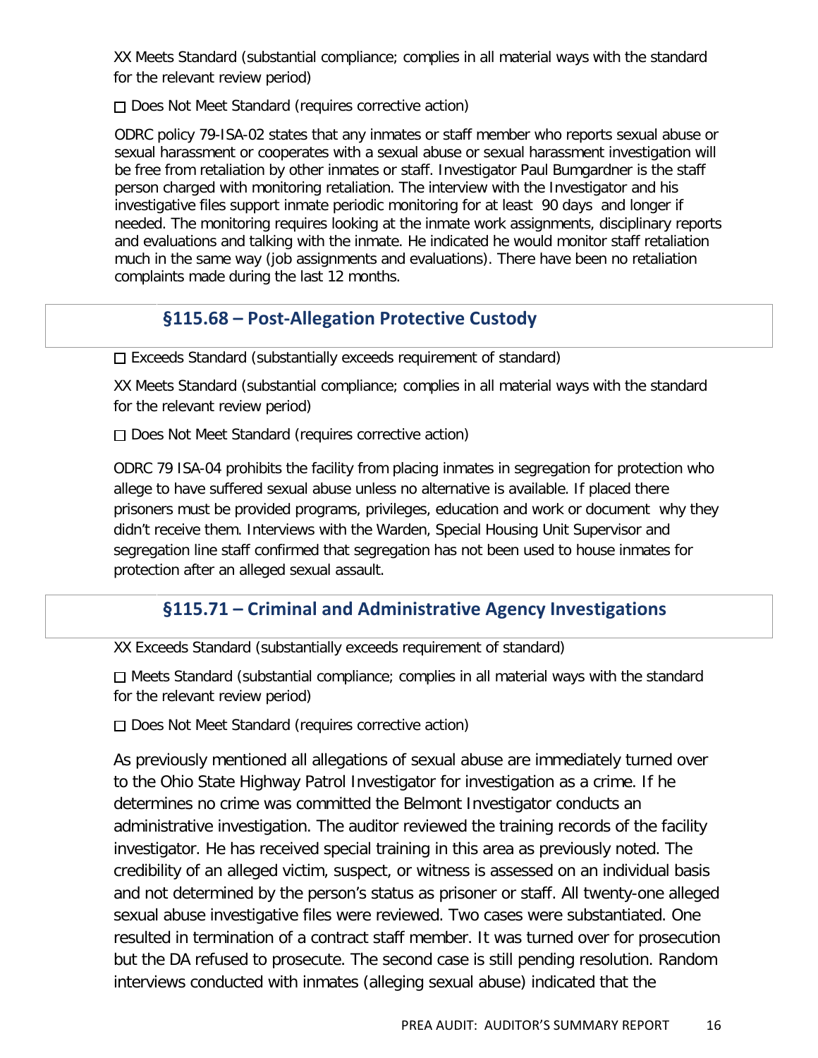XX Meets Standard (substantial compliance; complies in all material ways with the standard for the relevant review period)

☐ Does Not Meet Standard (requires corrective action)

ODRC policy 79-ISA-02 states that any inmates or staff member who reports sexual abuse or sexual harassment or cooperates with a sexual abuse or sexual harassment investigation will be free from retaliation by other inmates or staff. Investigator Paul Bumgardner is the staff person charged with monitoring retaliation. The interview with the Investigator and his investigative files support inmate periodic monitoring for at least 90 days and longer if needed. The monitoring requires looking at the inmate work assignments, disciplinary reports and evaluations and talking with the inmate. He indicated he would monitor staff retaliation much in the same way (job assignments and evaluations). There have been no retaliation complaints made during the last 12 months.

## §115.68 – Post-Allegation Protective Custody

☐ Exceeds Standard (substantially exceeds requirement of standard)

XX Meets Standard (substantial compliance; complies in all material ways with the standard for the relevant review period)

☐ Does Not Meet Standard (requires corrective action)

ODRC 79 ISA-04 prohibits the facility from placing inmates in segregation for protection who allege to have suffered sexual abuse unless no alternative is available. If placed there prisoners must be provided programs, privileges, education and work or document why they didn't receive them. Interviews with the Warden, Special Housing Unit Supervisor and segregation line staff confirmed that segregation has not been used to house inmates for protection after an alleged sexual assault.

## §115.71 – Criminal and Administrative Agency Investigations

XX Exceeds Standard (substantially exceeds requirement of standard)

☐ Meets Standard (substantial compliance; complies in all material ways with the standard for the relevant review period)

☐ Does Not Meet Standard (requires corrective action)

As previously mentioned all allegations of sexual abuse are immediately turned over to the Ohio State Highway Patrol Investigator for investigation as a crime. If he determines no crime was committed the Belmont Investigator conducts an administrative investigation. The auditor reviewed the training records of the facility investigator. He has received special training in this area as previously noted. The credibility of an alleged victim, suspect, or witness is assessed on an individual basis and not determined by the person's status as prisoner or staff. All twenty-one alleged sexual abuse investigative files were reviewed. Two cases were substantiated. One resulted in termination of a contract staff member. It was turned over for prosecution but the DA refused to prosecute. The second case is still pending resolution. Random interviews conducted with inmates (alleging sexual abuse) indicated that the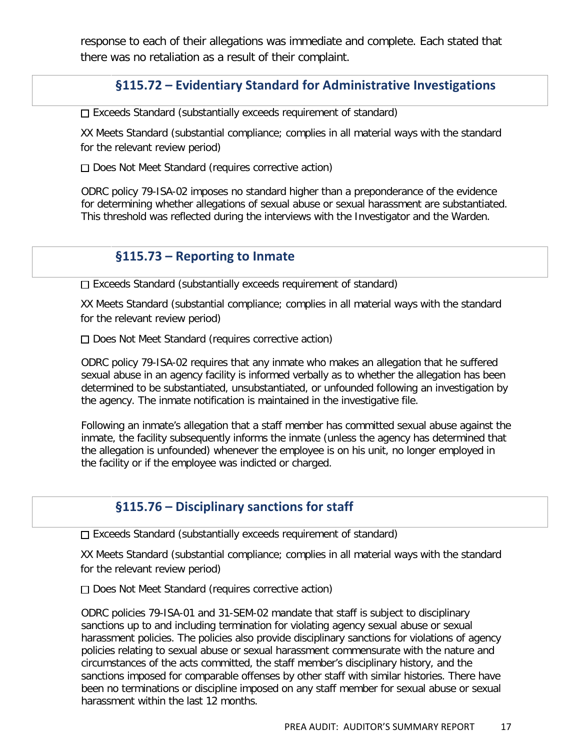response to each of their allegations was immediate and complete. Each stated that there was no retaliation as a result of their complaint.

## §115.72 – Evidentiary Standard for Administrative Investigations

☐ Exceeds Standard (substantially exceeds requirement of standard)

XX Meets Standard (substantial compliance; complies in all material ways with the standard for the relevant review period)

☐ Does Not Meet Standard (requires corrective action)

ODRC policy 79-ISA-02 imposes no standard higher than a preponderance of the evidence for determining whether allegations of sexual abuse or sexual harassment are substantiated. This threshold was reflected during the interviews with the Investigator and the Warden.

## §115.73 – Reporting to Inmate

☐ Exceeds Standard (substantially exceeds requirement of standard)

XX Meets Standard (substantial compliance; complies in all material ways with the standard for the relevant review period)

☐ Does Not Meet Standard (requires corrective action)

ODRC policy 79-ISA-02 requires that any inmate who makes an allegation that he suffered sexual abuse in an agency facility is informed verbally as to whether the allegation has been determined to be substantiated, unsubstantiated, or unfounded following an investigation by the agency. The inmate notification is maintained in the investigative file.

Following an inmate's allegation that a staff member has committed sexual abuse against the inmate, the facility subsequently informs the inmate (unless the agency has determined that the allegation is unfounded) whenever the employee is on his unit, no longer employed in the facility or if the employee was indicted or charged.

## §115.76 – Disciplinary sanctions for staff

☐ Exceeds Standard (substantially exceeds requirement of standard)

XX Meets Standard (substantial compliance; complies in all material ways with the standard for the relevant review period)

☐ Does Not Meet Standard (requires corrective action)

ODRC policies 79-ISA-01 and 31-SEM-02 mandate that staff is subject to disciplinary sanctions up to and including termination for violating agency sexual abuse or sexual harassment policies. The policies also provide disciplinary sanctions for violations of agency policies relating to sexual abuse or sexual harassment commensurate with the nature and circumstances of the acts committed, the staff member's disciplinary history, and the sanctions imposed for comparable offenses by other staff with similar histories. There have been no terminations or discipline imposed on any staff member for sexual abuse or sexual harassment within the last 12 months.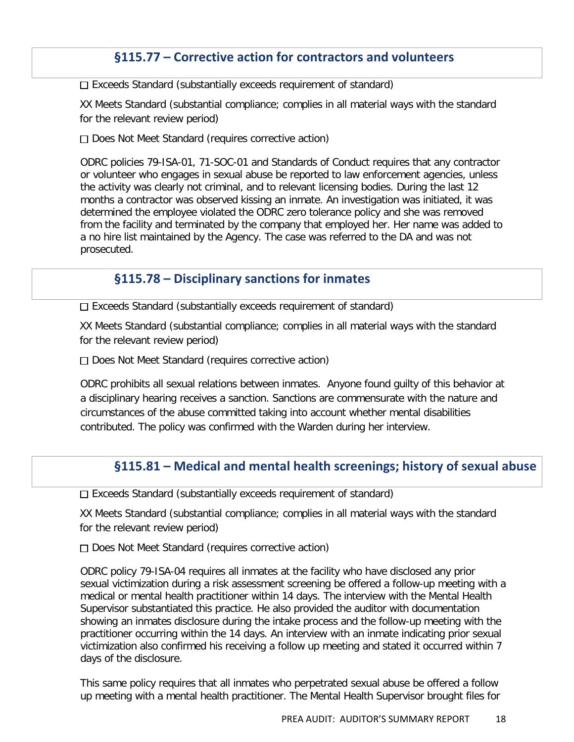## §115.77 – Corrective action for contractors and volunteers

☐ Exceeds Standard (substantially exceeds requirement of standard)

XX Meets Standard (substantial compliance; complies in all material ways with the standard for the relevant review period)

☐ Does Not Meet Standard (requires corrective action)

ODRC policies 79-ISA-01, 71-SOC-01 and Standards of Conduct requires that any contractor or volunteer who engages in sexual abuse be reported to law enforcement agencies, unless the activity was clearly not criminal, and to relevant licensing bodies. During the last 12 months a contractor was observed kissing an inmate. An investigation was initiated, it was determined the employee violated the ODRC zero tolerance policy and she was removed from the facility and terminated by the company that employed her. Her name was added to a no hire list maintained by the Agency. The case was referred to the DA and was not prosecuted.

## §115.78 – Disciplinary sanctions for inmates

☐ Exceeds Standard (substantially exceeds requirement of standard)

XX Meets Standard (substantial compliance; complies in all material ways with the standard for the relevant review period)

☐ Does Not Meet Standard (requires corrective action)

ODRC prohibits all sexual relations between inmates. Anyone found guilty of this behavior at a disciplinary hearing receives a sanction. Sanctions are commensurate with the nature and circumstances of the abuse committed taking into account whether mental disabilities contributed. The policy was confirmed with the Warden during her interview.

## §115.81 – Medical and mental health screenings; history of sexual abuse

☐ Exceeds Standard (substantially exceeds requirement of standard)

XX Meets Standard (substantial compliance; complies in all material ways with the standard for the relevant review period)

☐ Does Not Meet Standard (requires corrective action)

ODRC policy 79-ISA-04 requires all inmates at the facility who have disclosed any prior sexual victimization during a risk assessment screening be offered a follow-up meeting with a medical or mental health practitioner within 14 days. The interview with the Mental Health Supervisor substantiated this practice. He also provided the auditor with documentation showing an inmates disclosure during the intake process and the follow-up meeting with the practitioner occurring within the 14 days. An interview with an inmate indicating prior sexual victimization also confirmed his receiving a follow up meeting and stated it occurred within 7 days of the disclosure.

This same policy requires that all inmates who perpetrated sexual abuse be offered a follow up meeting with a mental health practitioner. The Mental Health Supervisor brought files for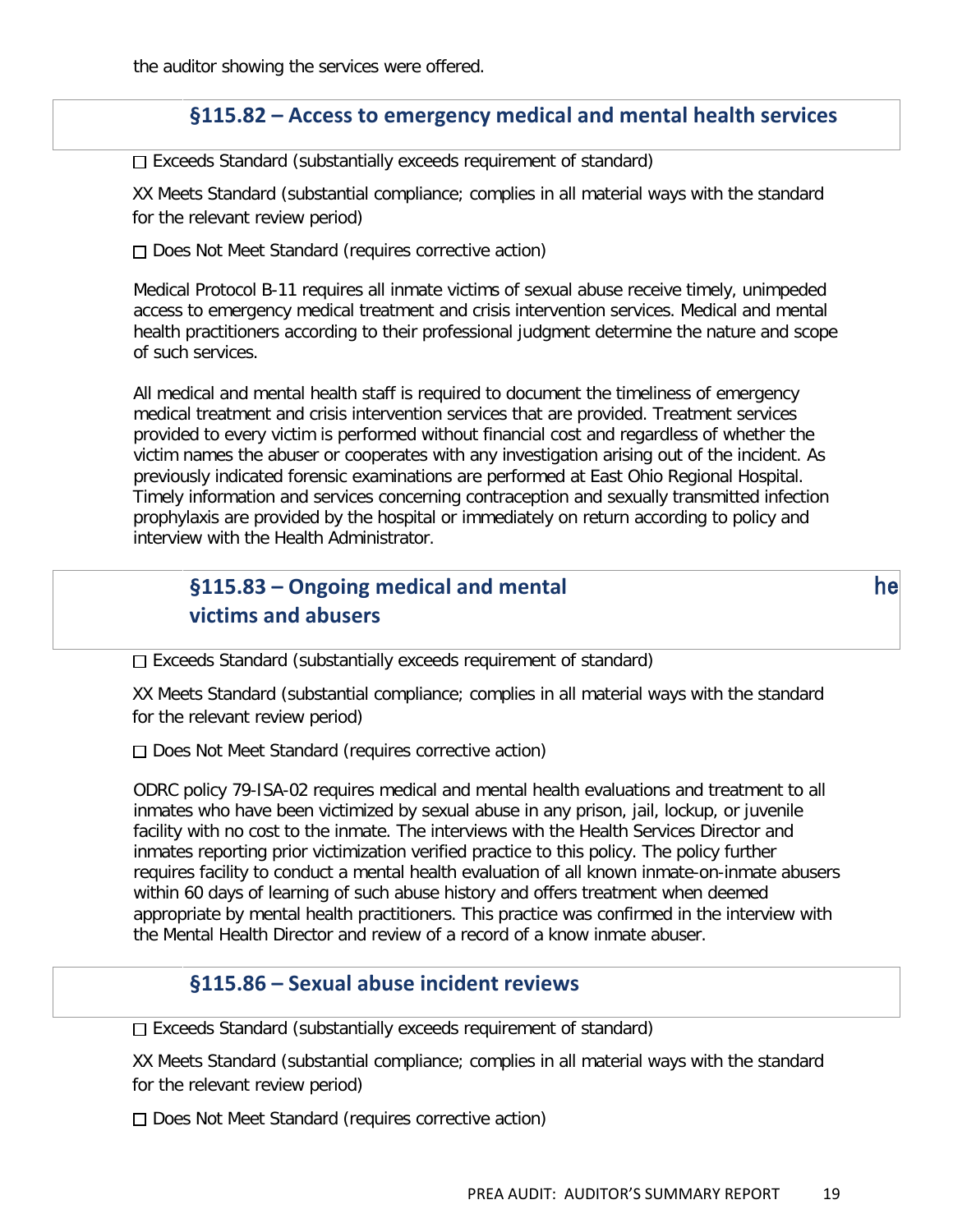the auditor showing the services were offered.

## §115.82 – Access to emergency medical and mental health services

☐ Exceeds Standard (substantially exceeds requirement of standard)

XX Meets Standard (substantial compliance; complies in all material ways with the standard for the relevant review period)

☐ Does Not Meet Standard (requires corrective action)

Medical Protocol B-11 requires all inmate victims of sexual abuse receive timely, unimpeded access to emergency medical treatment and crisis intervention services. Medical and mental health practitioners according to their professional judgment determine the nature and scope of such services.

All medical and mental health staff is required to document the timeliness of emergency medical treatment and crisis intervention services that are provided. Treatment services provided to every victim is performed without financial cost and regardless of whether the victim names the abuser or cooperates with any investigation arising out of the incident. As previously indicated forensic examinations are performed at East Ohio Regional Hospital. Timely information and services concerning contraception and sexually transmitted infection prophylaxis are provided by the hospital or immediately on return according to policy and interview with the Health Administrator.

## §115.83 – Ongoing medical and mental he victims and abusers

☐ Exceeds Standard (substantially exceeds requirement of standard)

XX Meets Standard (substantial compliance; complies in all material ways with the standard for the relevant review period)

☐ Does Not Meet Standard (requires corrective action)

ODRC policy 79-ISA-02 requires medical and mental health evaluations and treatment to all inmates who have been victimized by sexual abuse in any prison, jail, lockup, or juvenile facility with no cost to the inmate. The interviews with the Health Services Director and inmates reporting prior victimization verified practice to this policy. The policy further requires facility to conduct a mental health evaluation of all known inmate-on-inmate abusers within 60 days of learning of such abuse history and offers treatment when deemed appropriate by mental health practitioners. This practice was confirmed in the interview with the Mental Health Director and review of a record of a know inmate abuser.

## §115.86 – Sexual abuse incident reviews

☐ Exceeds Standard (substantially exceeds requirement of standard)

XX Meets Standard (substantial compliance; complies in all material ways with the standard for the relevant review period)

☐ Does Not Meet Standard (requires corrective action)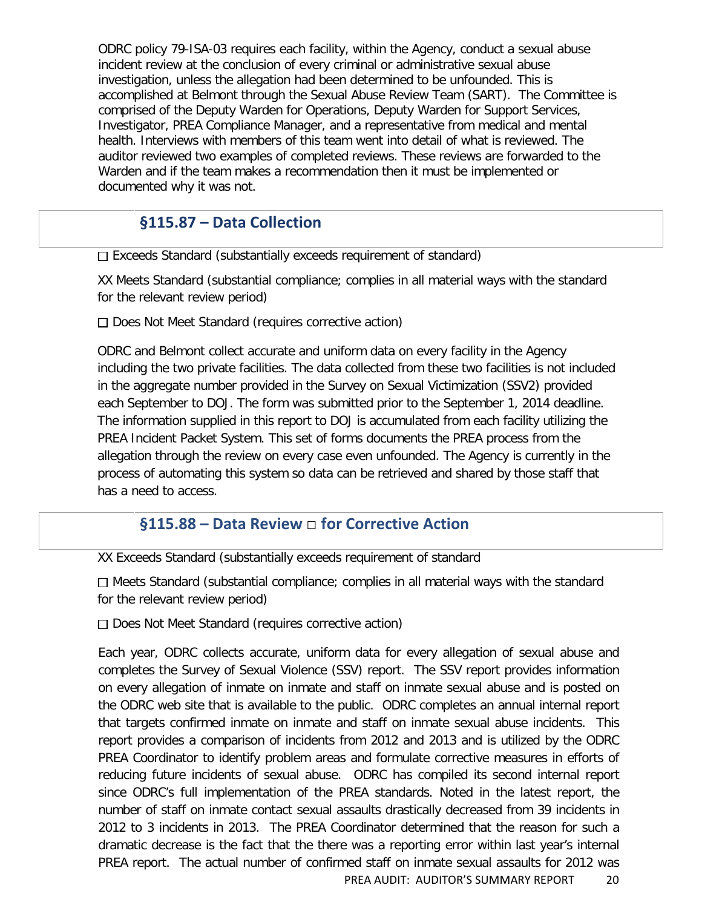ODRC policy 79-ISA-03 requires each facility, within the Agency, conduct a sexual abuse incident review at the conclusion of every criminal or administrative sexual abuse investigation, unless the allegation had been determined to be unfounded. This is accomplished at Belmont through the Sexual Abuse Review Team (SART). The Committee is comprised of the Deputy Warden for Operations, Deputy Warden for Support Services, Investigator, PREA Compliance Manager, and a representative from medical and mental health. Interviews with members of this team went into detail of what is reviewed. The auditor reviewed two examples of completed reviews. These reviews are forwarded to the Warden and if the team makes a recommendation then it must be implemented or documented why it was not.

## §115.87 – Data Collection

☐ Exceeds Standard (substantially exceeds requirement of standard)

XX Meets Standard (substantial compliance; complies in all material ways with the standard for the relevant review period)

☐ Does Not Meet Standard (requires corrective action)

ODRC and Belmont collect accurate and uniform data on every facility in the Agency including the two private facilities. The data collected from these two facilities is not included in the aggregate number provided in the Survey on Sexual Victimization (SSV2) provided each September to DOJ. The form was submitted prior to the September 1, 2014 deadline. The information supplied in this report to DOJ is accumulated from each facility utilizing the PREA Incident Packet System. This set of forms documents the PREA process from the allegation through the review on every case even unfounded. The Agency is currently in the process of automating this system so data can be retrieved and shared by those staff that has a need to access.

## §115.88 – Data Review ☐ for Corrective Action

XX Exceeds Standard (substantially exceeds requirement of standard

☐ Meets Standard (substantial compliance; complies in all material ways with the standard for the relevant review period)

☐ Does Not Meet Standard (requires corrective action)

Each year, ODRC collects accurate, uniform data for every allegation of sexual abuse and completes the Survey of Sexual Violence (SSV) report. The SSV report provides information on every allegation of inmate on inmate and staff on inmate sexual abuse and is posted on the ODRC web site that is available to the public. ODRC completes an annual internal report that targets confirmed inmate on inmate and staff on inmate sexual abuse incidents. This report provides a comparison of incidents from 2012 and 2013 and is utilized by the ODRC PREA Coordinator to identify problem areas and formulate corrective measures in efforts of reducing future incidents of sexual abuse. ODRC has compiled its second internal report since ODRC's full implementation of the PREA standards. Noted in the latest report, the number of staff on inmate contact sexual assaults drastically decreased from 39 incidents in 2012 to 3 incidents in 2013. The PREA Coordinator determined that the reason for such a dramatic decrease is the fact that the there was a reporting error within last year's internal PREA report. The actual number of confirmed staff on inmate sexual assaults for 2012 was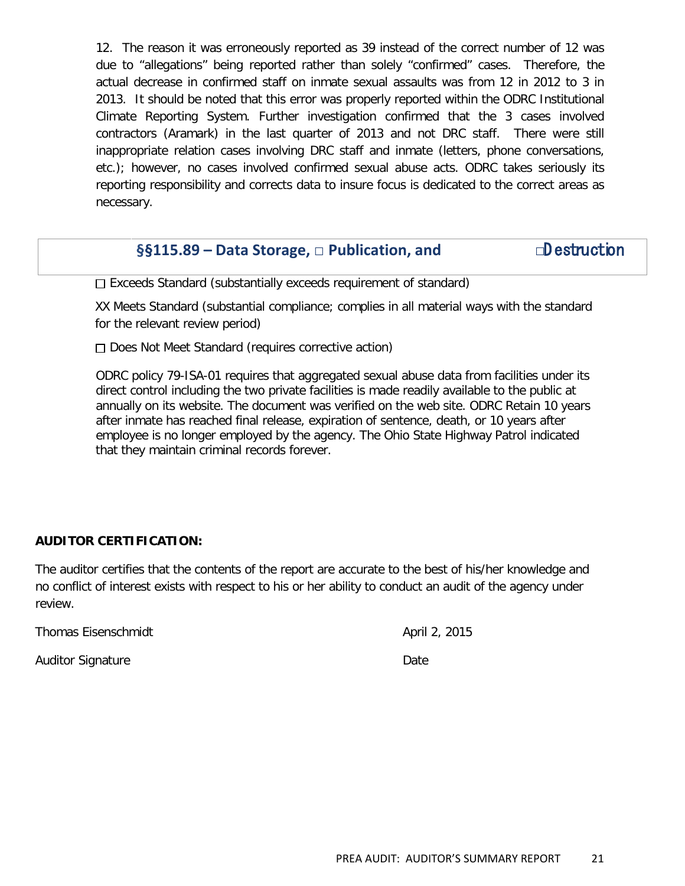12. The reason it was erroneously reported as 39 instead of the correct number of 12 was due to "allegations" being reported rather than solely "confirmed" cases. Therefore, the actual decrease in confirmed staff on inmate sexual assaults was from 12 in 2012 to 3 in 2013. It should be noted that this error was properly reported within the ODRC Institutional Climate Reporting System. Further investigation confirmed that the 3 cases involved contractors (Aramark) in the last quarter of 2013 and not DRC staff. There were still inappropriate relation cases involving DRC staff and inmate (letters, phone conversations, etc.); however, no cases involved confirmed sexual abuse acts. ODRC takes seriously its reporting responsibility and corrects data to insure focus is dedicated to the correct areas as necessary.

## §§115.89 – Data Storage, □ Publication, and □Destruction

☐ Exceeds Standard (substantially exceeds requirement of standard)

XX Meets Standard (substantial compliance; complies in all material ways with the standard for the relevant review period)

☐ Does Not Meet Standard (requires corrective action)

ODRC policy 79-ISA-01 requires that aggregated sexual abuse data from facilities under its direct control including the two private facilities is made readily available to the public at annually on its website. The document was verified on the web site. ODRC Retain 10 years after inmate has reached final release, expiration of sentence, death, or 10 years after employee is no longer employed by the agency. The Ohio State Highway Patrol indicated that they maintain criminal records forever.

**AUDITOR CERTIFICATION:**

The auditor certifies that the contents of the report are accurate to the best of his/her knowledge and no conflict of interest exists with respect to his or her ability to conduct an audit of the agency under review.

Thomas Eisenschmidt — April 2, 2015

Auditor Signature — Date